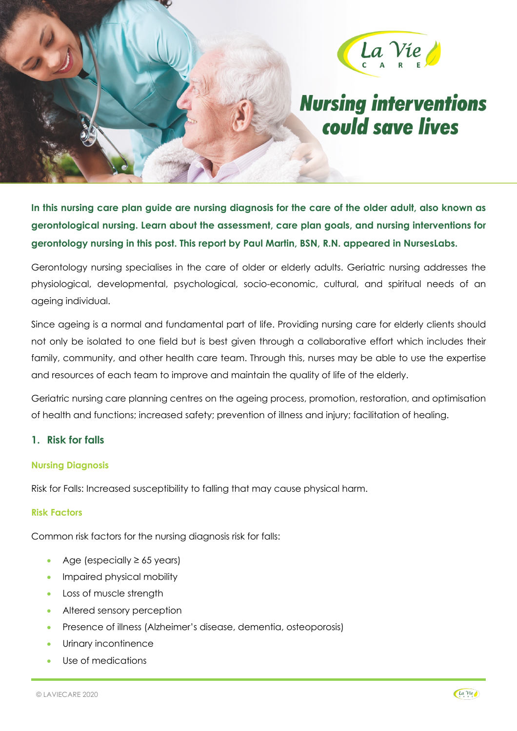# Nursing interventions could save lives

**In this nursing care plan guide are nursing diagnosis for the care of the older adult, also known as gerontological nursing. Learn about the assessment, care plan goals, and nursing interventions for gerontology nursing in this post. This report by Paul Martin, BSN, R.N. appeared in NursesLabs.**

Gerontology nursing specialises in the care of older or elderly adults. Geriatric nursing addresses the physiological, developmental, psychological, socio-economic, cultural, and spiritual needs of an ageing individual.

Since ageing is a normal and fundamental part of life. Providing nursing care for elderly clients should not only be isolated to one field but is best given through a collaborative effort which includes their family, community, and other health care team. Through this, nurses may be able to use the expertise and resources of each team to improve and maintain the quality of life of the elderly.

Geriatric nursing care planning centres on the ageing process, promotion, restoration, and optimisation of health and functions; increased safety; prevention of illness and injury; facilitation of healing.

## 1. Risk for falls

### Nursing Diagnosis

Risk for Falls: Increased susceptibility to falling that may cause physical harm.

### Risk Factors

Common risk factors for the nursing diagnosis risk for falls:

- Age (especially ≥ 65 years)
- Impaired physical mobility
- Loss of muscle strength
- Altered sensory perception
- Presence of illness (Alzheimer's disease, dementia, osteoporosis)
- Urinary incontinence
- Use of medications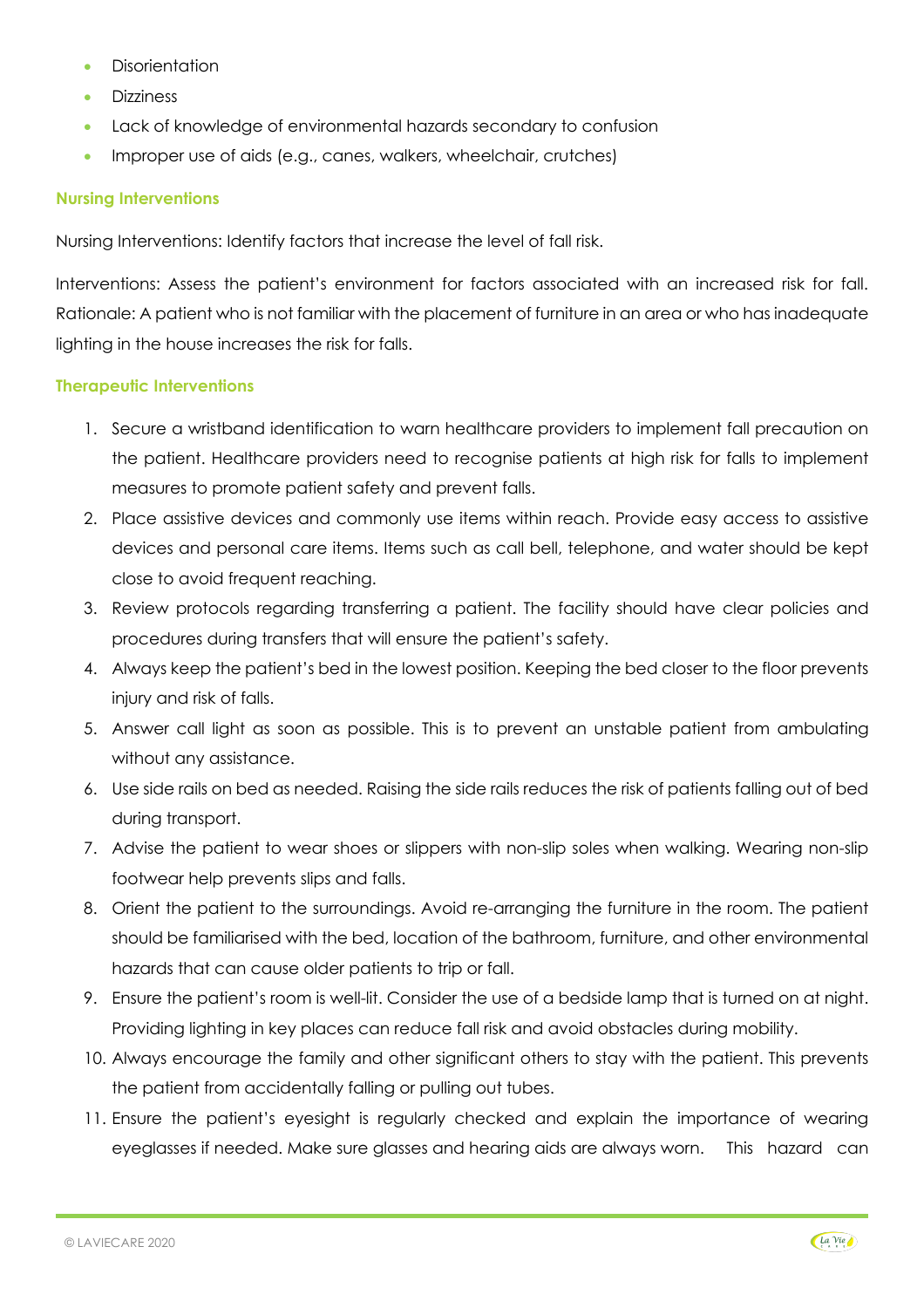- Disorientation
- Dizziness
- Lack of knowledge of environmental hazards secondary to confusion
- Improper use of aids (e.g., canes, walkers, wheelchair, crutches)

### Nursing Interventions

Nursing Interventions: Identify factors that increase the level of fall risk.

Interventions: Assess the patient's environment for factors associated with an increased risk for fall. Rationale: A patient who is not familiar with the placement of furniture in an area or who has inadequate lighting in the house increases the risk for falls.

### Therapeutic Interventions

1. Secure a wristband identification to warn healthcare providers to implement fall precaution on the patient. Healthcare providers need to recognise patients at high risk for falls to implement measures to promote patient safety and prevent falls.
2. Place assistive devices and commonly use items within reach. Provide easy access to assistive devices and personal care items. Items such as call bell, telephone, and water should be kept close to avoid frequent reaching.
3. Review protocols regarding transferring a patient. The facility should have clear policies and procedures during transfers that will ensure the patient's safety.
4. Always keep the patient's bed in the lowest position. Keeping the bed closer to the floor prevents injury and risk of falls.
5. Answer call light as soon as possible. This is to prevent an unstable patient from ambulating without any assistance.
6. Use side rails on bed as needed. Raising the side rails reduces the risk of patients falling out of bed during transport.
7. Advise the patient to wear shoes or slippers with non-slip soles when walking. Wearing non-slip footwear help prevents slips and falls.
8. Orient the patient to the surroundings. Avoid re-arranging the furniture in the room. The patient should be familiarised with the bed, location of the bathroom, furniture, and other environmental hazards that can cause older patients to trip or fall.
9. Ensure the patient's room is well-lit. Consider the use of a bedside lamp that is turned on at night. Providing lighting in key places can reduce fall risk and avoid obstacles during mobility.
10. Always encourage the family and other significant others to stay with the patient. This prevents the patient from accidentally falling or pulling out tubes.
11. Ensure the patient's eyesight is regularly checked and explain the importance of wearing eyeglasses if needed. Make sure glasses and hearing aids are always worn. This hazard can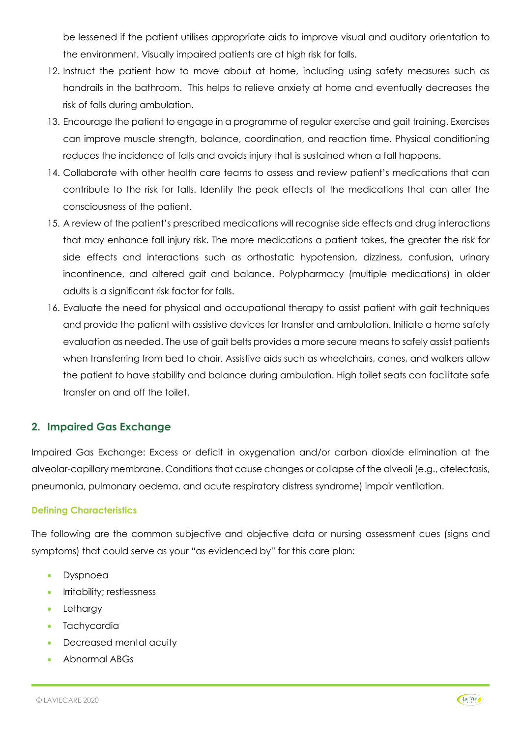be lessened if the patient utilises appropriate aids to improve visual and auditory orientation to the environment. Visually impaired patients are at high risk for falls.

12. Instruct the patient how to move about at home, including using safety measures such as handrails in the bathroom. This helps to relieve anxiety at home and eventually decreases the risk of falls during ambulation.
13. Encourage the patient to engage in a programme of regular exercise and gait training. Exercises can improve muscle strength, balance, coordination, and reaction time. Physical conditioning reduces the incidence of falls and avoids injury that is sustained when a fall happens.
14. Collaborate with other health care teams to assess and review patient's medications that can contribute to the risk for falls. Identify the peak effects of the medications that can alter the consciousness of the patient.
15. A review of the patient's prescribed medications will recognise side effects and drug interactions that may enhance fall injury risk. The more medications a patient takes, the greater the risk for side effects and interactions such as orthostatic hypotension, dizziness, confusion, urinary incontinence, and altered gait and balance. Polypharmacy (multiple medications) in older adults is a significant risk factor for falls.
16. Evaluate the need for physical and occupational therapy to assist patient with gait techniques and provide the patient with assistive devices for transfer and ambulation. Initiate a home safety evaluation as needed. The use of gait belts provides a more secure means to safely assist patients when transferring from bed to chair. Assistive aids such as wheelchairs, canes, and walkers allow the patient to have stability and balance during ambulation. High toilet seats can facilitate safe transfer on and off the toilet.

## 2. Impaired Gas Exchange

Impaired Gas Exchange: Excess or deficit in oxygenation and/or carbon dioxide elimination at the alveolar-capillary membrane. Conditions that cause changes or collapse of the alveoli (e.g., atelectasis, pneumonia, pulmonary oedema, and acute respiratory distress syndrome) impair ventilation.

### Defining Characteristics

The following are the common subjective and objective data or nursing assessment cues (signs and symptoms) that could serve as your "as evidenced by" for this care plan:

- Dyspnoea
- Irritability; restlessness
- Lethargy
- Tachycardia
- Decreased mental acuity
- Abnormal ABGs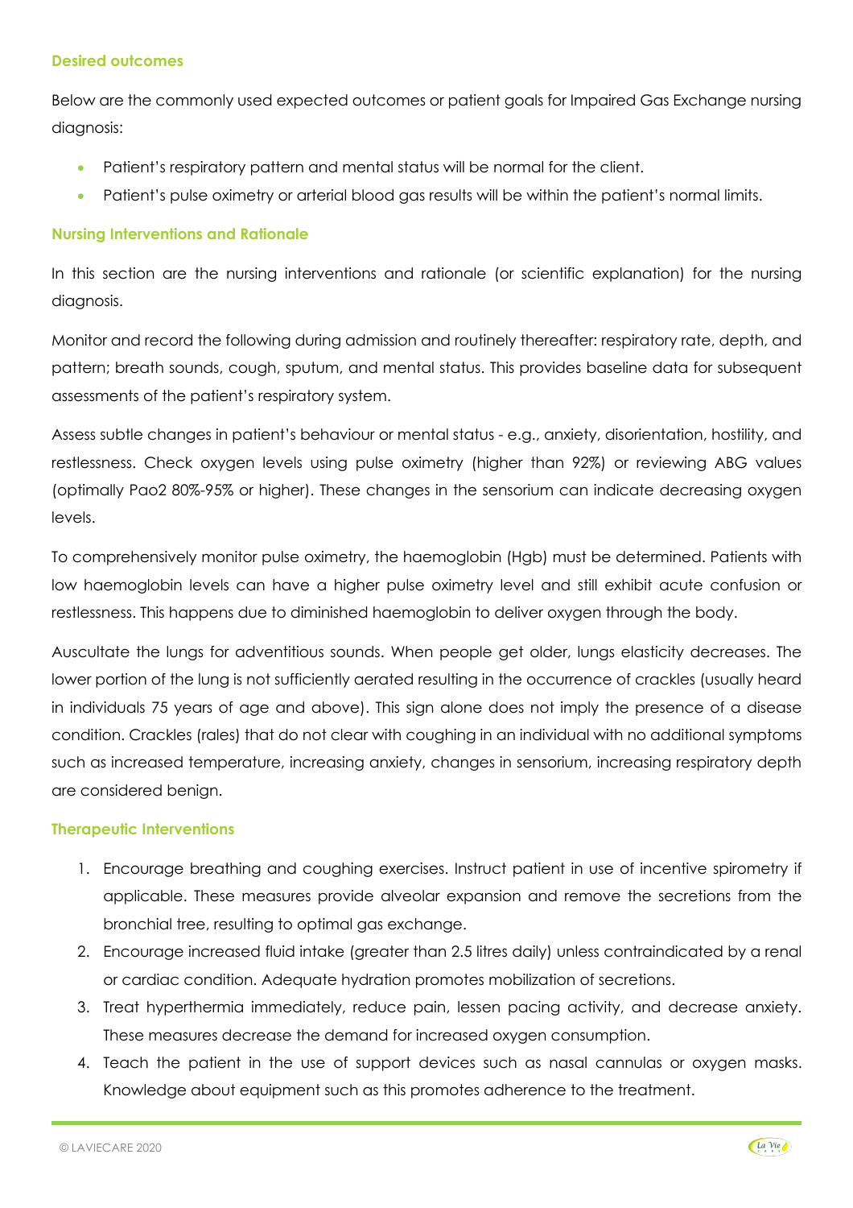### Desired outcomes

Below are the commonly used expected outcomes or patient goals for Impaired Gas Exchange nursing diagnosis:

- Patient's respiratory pattern and mental status will be normal for the client.
- Patient's pulse oximetry or arterial blood gas results will be within the patient's normal limits.

### Nursing Interventions and Rationale

In this section are the nursing interventions and rationale (or scientific explanation) for the nursing diagnosis.

Monitor and record the following during admission and routinely thereafter: respiratory rate, depth, and pattern; breath sounds, cough, sputum, and mental status. This provides baseline data for subsequent assessments of the patient's respiratory system.

Assess subtle changes in patient's behaviour or mental status - e.g., anxiety, disorientation, hostility, and restlessness. Check oxygen levels using pulse oximetry (higher than 92%) or reviewing ABG values (optimally Pao2 80%-95% or higher). These changes in the sensorium can indicate decreasing oxygen levels.

To comprehensively monitor pulse oximetry, the haemoglobin (Hgb) must be determined. Patients with low haemoglobin levels can have a higher pulse oximetry level and still exhibit acute confusion or restlessness. This happens due to diminished haemoglobin to deliver oxygen through the body.

Auscultate the lungs for adventitious sounds. When people get older, lungs elasticity decreases. The lower portion of the lung is not sufficiently aerated resulting in the occurrence of crackles (usually heard in individuals 75 years of age and above). This sign alone does not imply the presence of a disease condition. Crackles (rales) that do not clear with coughing in an individual with no additional symptoms such as increased temperature, increasing anxiety, changes in sensorium, increasing respiratory depth are considered benign.

### Therapeutic Interventions

1. Encourage breathing and coughing exercises. Instruct patient in use of incentive spirometry if applicable. These measures provide alveolar expansion and remove the secretions from the bronchial tree, resulting to optimal gas exchange.
2. Encourage increased fluid intake (greater than 2.5 litres daily) unless contraindicated by a renal or cardiac condition. Adequate hydration promotes mobilization of secretions.
3. Treat hyperthermia immediately, reduce pain, lessen pacing activity, and decrease anxiety. These measures decrease the demand for increased oxygen consumption.
4. Teach the patient in the use of support devices such as nasal cannulas or oxygen masks. Knowledge about equipment such as this promotes adherence to the treatment.